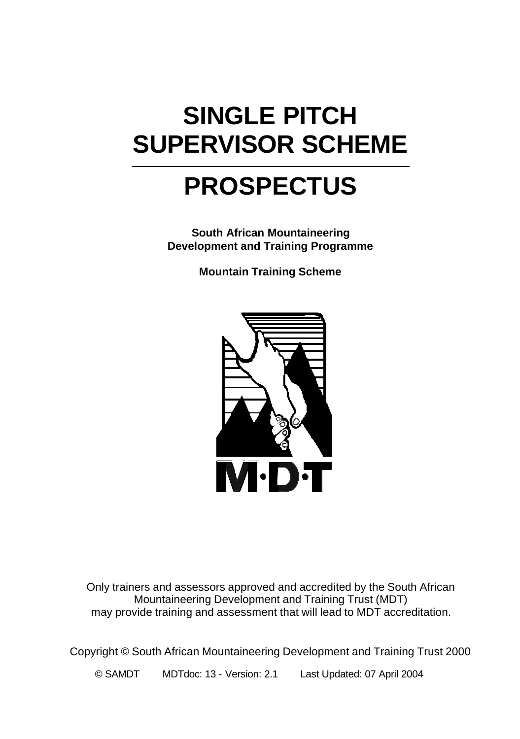# SINGLE PITCH SUPERVISOR SCHEME

---

# PROSPECTUS

**South African Mountaineering Development and Training Programme**

**Mountain Training Scheme**

Only trainers and assessors approved and accredited by the South African Mountaineering Development and Training Trust (MDT) may provide training and assessment that will lead to MDT accreditation.

Copyright © South African Mountaineering Development and Training Trust 2000

© SAMDT MDTdoc: 13 - Version: 2.1 Last Updated: 07 April 2004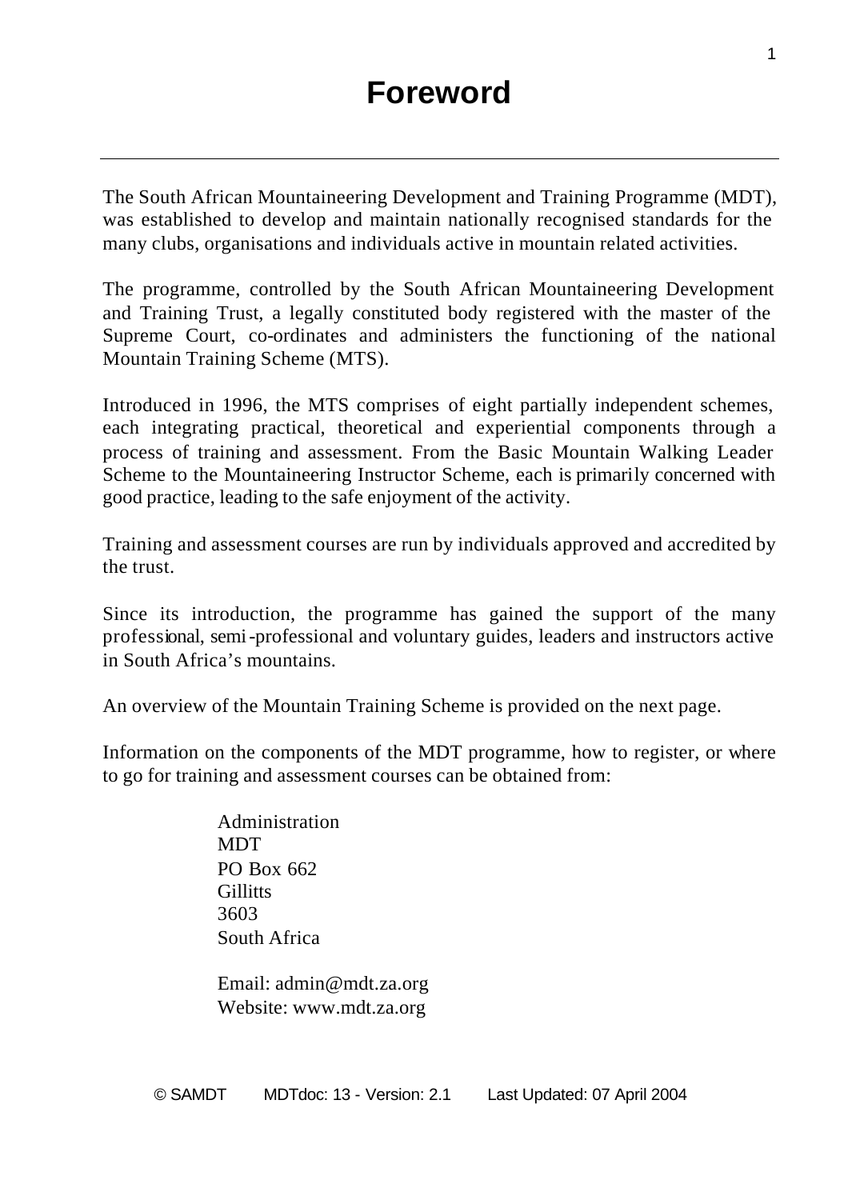# Foreword

---

The South African Mountaineering Development and Training Programme (MDT), was established to develop and maintain nationally recognised standards for the many clubs, organisations and individuals active in mountain related activities.

The programme, controlled by the South African Mountaineering Development and Training Trust, a legally constituted body registered with the master of the Supreme Court, co-ordinates and administers the functioning of the national Mountain Training Scheme (MTS).

Introduced in 1996, the MTS comprises of eight partially independent schemes, each integrating practical, theoretical and experiential components through a process of training and assessment. From the Basic Mountain Walking Leader Scheme to the Mountaineering Instructor Scheme, each is primarily concerned with good practice, leading to the safe enjoyment of the activity.

Training and assessment courses are run by individuals approved and accredited by the trust.

Since its introduction, the programme has gained the support of the many professional, semi-professional and voluntary guides, leaders and instructors active in South Africa's mountains.

An overview of the Mountain Training Scheme is provided on the next page.

Information on the components of the MDT programme, how to register, or where to go for training and assessment courses can be obtained from:

> Administration
> MDT
> PO Box 662
> Gillitts
> 3603
> South Africa
>
> Email: admin@mdt.za.org
> Website: www.mdt.za.org

© SAMDT MDTdoc: 13 - Version: 2.1 Last Updated: 07 April 2004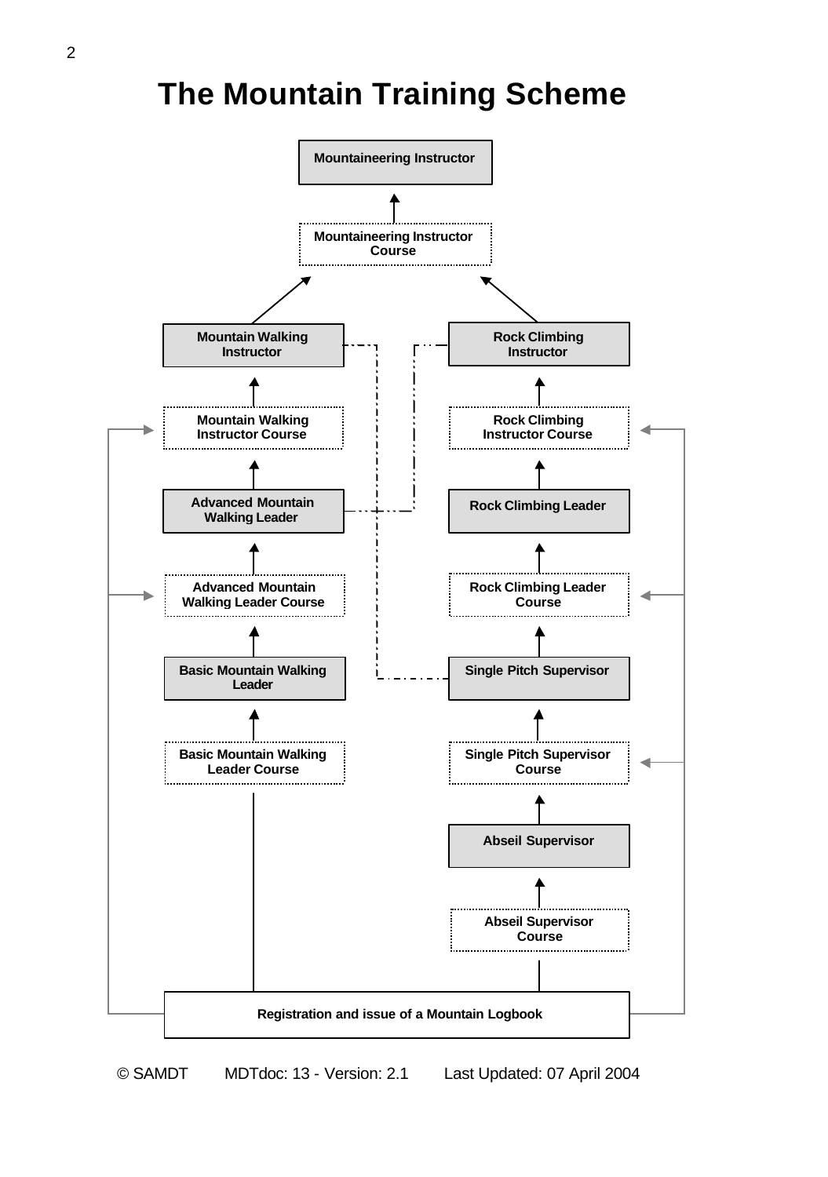# The Mountain Training Scheme

Mountaineering Instructor

Mountaineering Instructor Course

Mountain Walking Instructor

Rock Climbing Instructor

Mountain Walking Instructor Course

Rock Climbing Instructor Course

Advanced Mountain Walking Leader

Rock Climbing Leader

Advanced Mountain Walking Leader Course

Rock Climbing Leader Course

Basic Mountain Walking Leader

Single Pitch Supervisor

Basic Mountain Walking Leader Course

Single Pitch Supervisor Course

Abseil Supervisor

Abseil Supervisor Course

Registration and issue of a Mountain Logbook

© SAMDT MDTdoc: 13 - Version: 2.1 Last Updated: 07 April 2004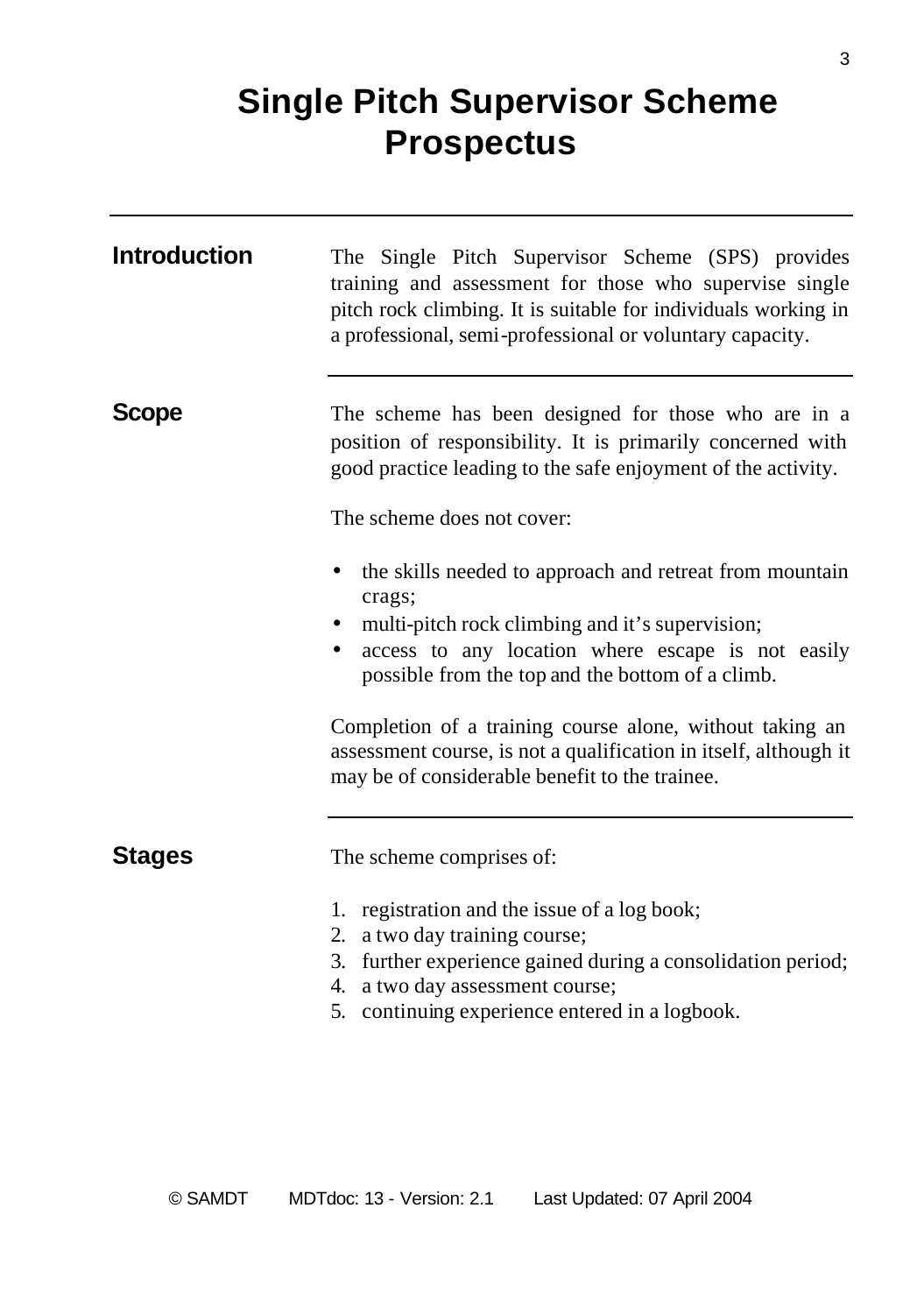# Single Pitch Supervisor Scheme Prospectus

## Introduction

The Single Pitch Supervisor Scheme (SPS) provides training and assessment for those who supervise single pitch rock climbing. It is suitable for individuals working in a professional, semi-professional or voluntary capacity.

## Scope

The scheme has been designed for those who are in a position of responsibility. It is primarily concerned with good practice leading to the safe enjoyment of the activity.

The scheme does not cover:

- the skills needed to approach and retreat from mountain crags;
- multi-pitch rock climbing and it's supervision;
- access to any location where escape is not easily possible from the top and the bottom of a climb.

Completion of a training course alone, without taking an assessment course, is not a qualification in itself, although it may be of considerable benefit to the trainee.

## Stages

The scheme comprises of:

1. registration and the issue of a log book;
2. a two day training course;
3. further experience gained during a consolidation period;
4. a two day assessment course;
5. continuing experience entered in a logbook.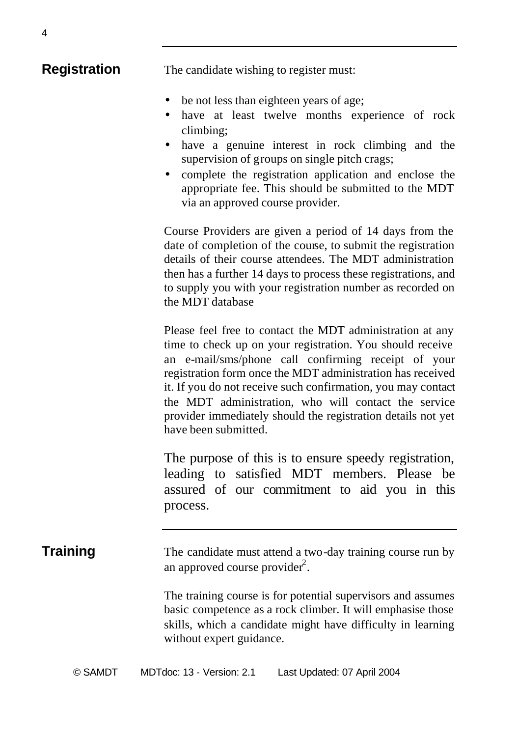## Registration

The candidate wishing to register must:

- be not less than eighteen years of age;
- have at least twelve months experience of rock climbing;
- have a genuine interest in rock climbing and the supervision of groups on single pitch crags;
- complete the registration application and enclose the appropriate fee. This should be submitted to the MDT via an approved course provider.

Course Providers are given a period of 14 days from the date of completion of the course, to submit the registration details of their course attendees. The MDT administration then has a further 14 days to process these registrations, and to supply you with your registration number as recorded on the MDT database

Please feel free to contact the MDT administration at any time to check up on your registration. You should receive an e-mail/sms/phone call confirming receipt of your registration form once the MDT administration has received it. If you do not receive such confirmation, you may contact the MDT administration, who will contact the service provider immediately should the registration details not yet have been submitted.

The purpose of this is to ensure speedy registration, leading to satisfied MDT members. Please be assured of our commitment to aid you in this process.

## Training

The candidate must attend a two-day training course run by an approved course provider[2].

The training course is for potential supervisors and assumes basic competence as a rock climber. It will emphasise those skills, which a candidate might have difficulty in learning without expert guidance.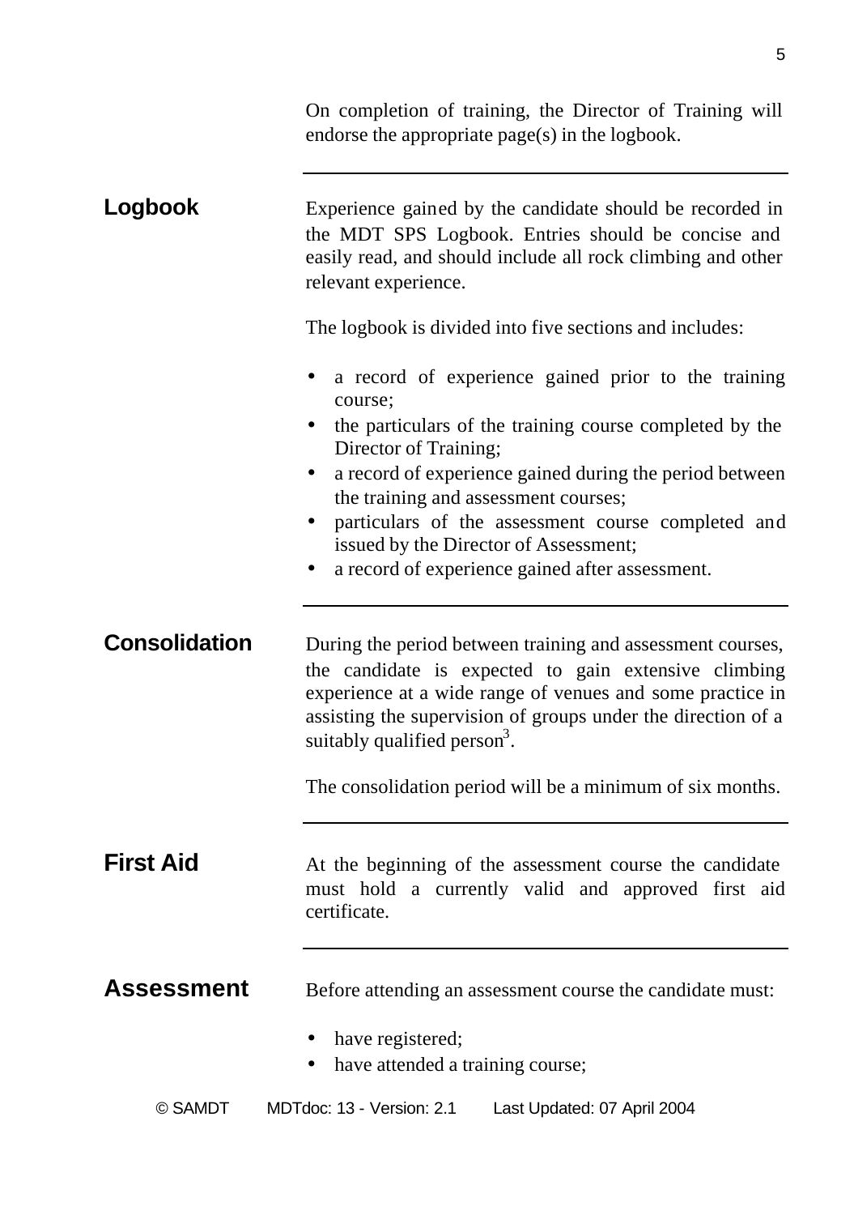On completion of training, the Director of Training will endorse the appropriate page(s) in the logbook.

## Logbook

Experience gained by the candidate should be recorded in the MDT SPS Logbook. Entries should be concise and easily read, and should include all rock climbing and other relevant experience.

The logbook is divided into five sections and includes:

- a record of experience gained prior to the training course;
- the particulars of the training course completed by the Director of Training;
- a record of experience gained during the period between the training and assessment courses;
- particulars of the assessment course completed and issued by the Director of Assessment;
- a record of experience gained after assessment.

## Consolidation

During the period between training and assessment courses, the candidate is expected to gain extensive climbing experience at a wide range of venues and some practice in assisting the supervision of groups under the direction of a suitably qualified person[3].

The consolidation period will be a minimum of six months.

## First Aid

At the beginning of the assessment course the candidate must hold a currently valid and approved first aid certificate.

## Assessment

Before attending an assessment course the candidate must:

- have registered;
- have attended a training course;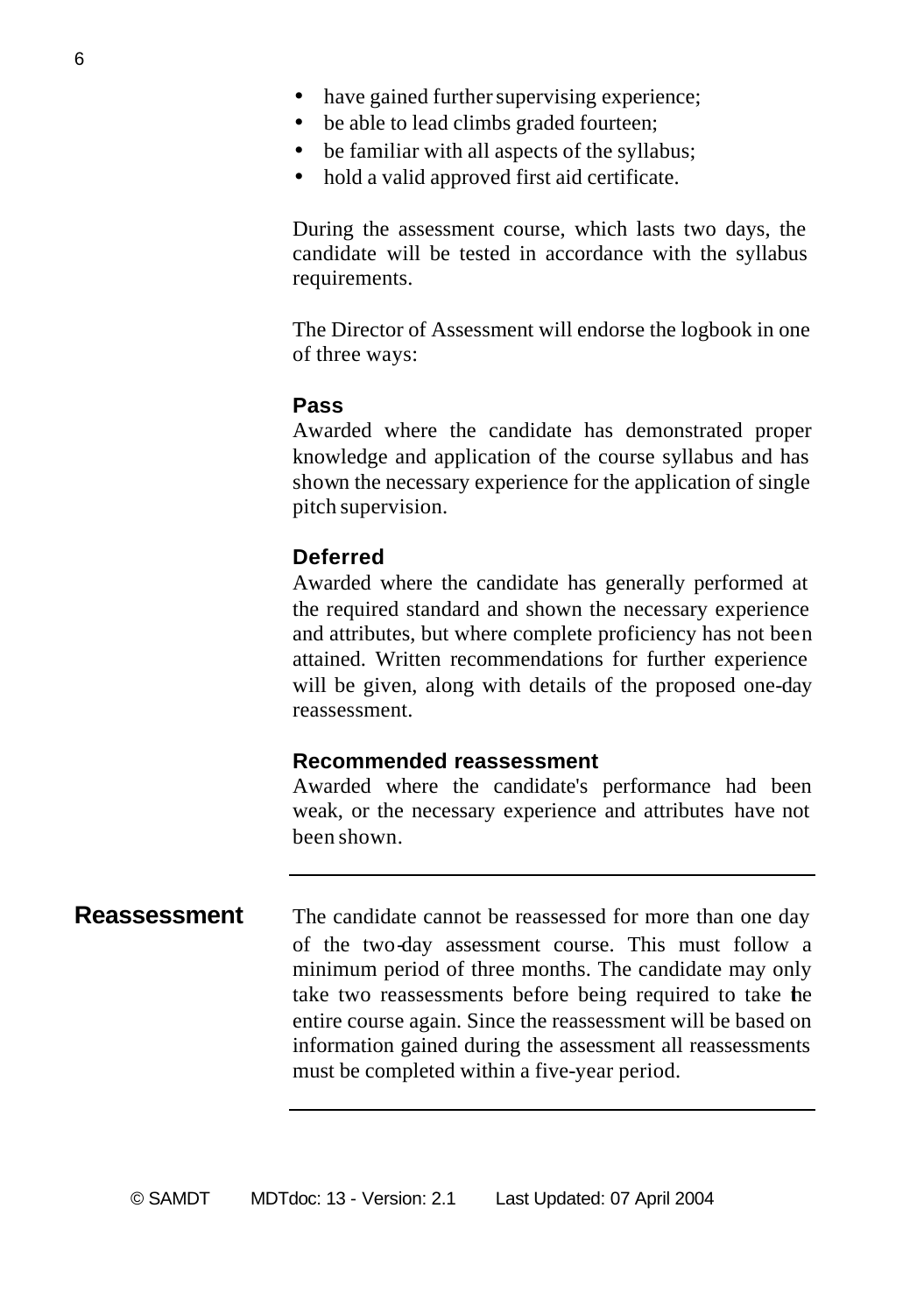- have gained further supervising experience;
- be able to lead climbs graded fourteen;
- be familiar with all aspects of the syllabus;
- hold a valid approved first aid certificate.

During the assessment course, which lasts two days, the candidate will be tested in accordance with the syllabus requirements.

The Director of Assessment will endorse the logbook in one of three ways:

**Pass**

Awarded where the candidate has demonstrated proper knowledge and application of the course syllabus and has shown the necessary experience for the application of single pitch supervision.

**Deferred**

Awarded where the candidate has generally performed at the required standard and shown the necessary experience and attributes, but where complete proficiency has not been attained. Written recommendations for further experience will be given, along with details of the proposed one-day reassessment.

**Recommended reassessment**

Awarded where the candidate's performance had been weak, or the necessary experience and attributes have not been shown.

---

## Reassessment

The candidate cannot be reassessed for more than one day of the two-day assessment course. This must follow a minimum period of three months. The candidate may only take two reassessments before being required to take the entire course again. Since the reassessment will be based on information gained during the assessment all reassessments must be completed within a five-year period.

---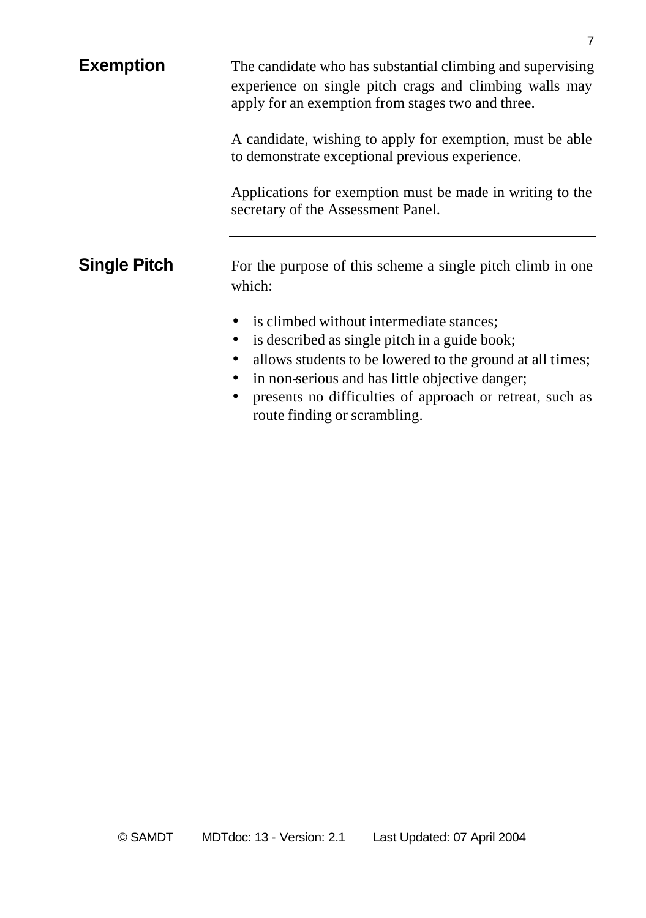## Exemption

The candidate who has substantial climbing and supervising experience on single pitch crags and climbing walls may apply for an exemption from stages two and three.

A candidate, wishing to apply for exemption, must be able to demonstrate exceptional previous experience.

Applications for exemption must be made in writing to the secretary of the Assessment Panel.

---

## Single Pitch

For the purpose of this scheme a single pitch climb in one which:

- is climbed without intermediate stances;
- is described as single pitch in a guide book;
- allows students to be lowered to the ground at all times;
- in non-serious and has little objective danger;
- presents no difficulties of approach or retreat, such as route finding or scrambling.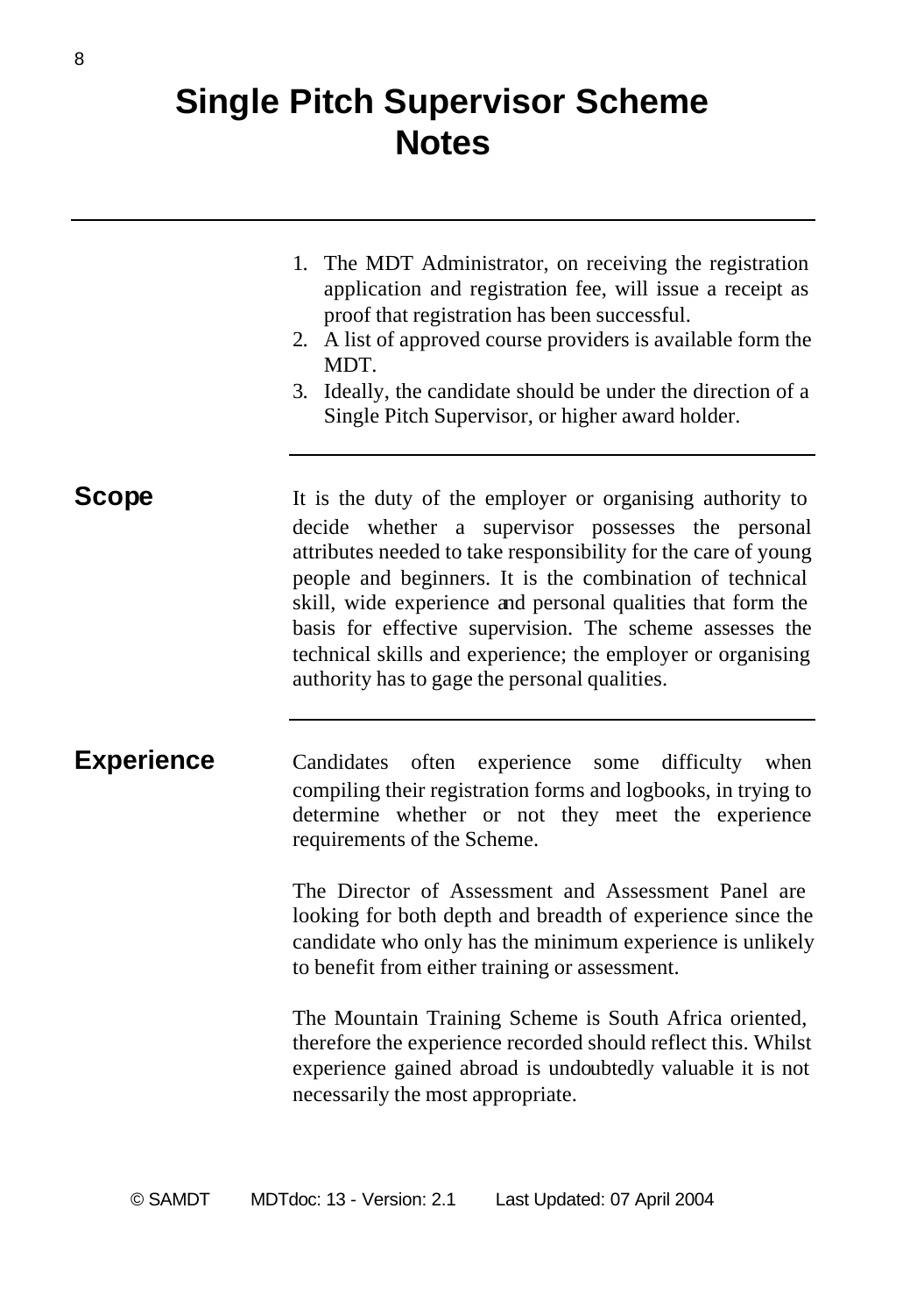# Single Pitch Supervisor Scheme Notes

1. The MDT Administrator, on receiving the registration application and registration fee, will issue a receipt as proof that registration has been successful.
2. A list of approved course providers is available form the MDT.
3. Ideally, the candidate should be under the direction of a Single Pitch Supervisor, or higher award holder.

## Scope

It is the duty of the employer or organising authority to decide whether a supervisor possesses the personal attributes needed to take responsibility for the care of young people and beginners. It is the combination of technical skill, wide experience and personal qualities that form the basis for effective supervision. The scheme assesses the technical skills and experience; the employer or organising authority has to gage the personal qualities.

## Experience

Candidates often experience some difficulty when compiling their registration forms and logbooks, in trying to determine whether or not they meet the experience requirements of the Scheme.

The Director of Assessment and Assessment Panel are looking for both depth and breadth of experience since the candidate who only has the minimum experience is unlikely to benefit from either training or assessment.

The Mountain Training Scheme is South Africa oriented, therefore the experience recorded should reflect this. Whilst experience gained abroad is undoubtedly valuable it is not necessarily the most appropriate.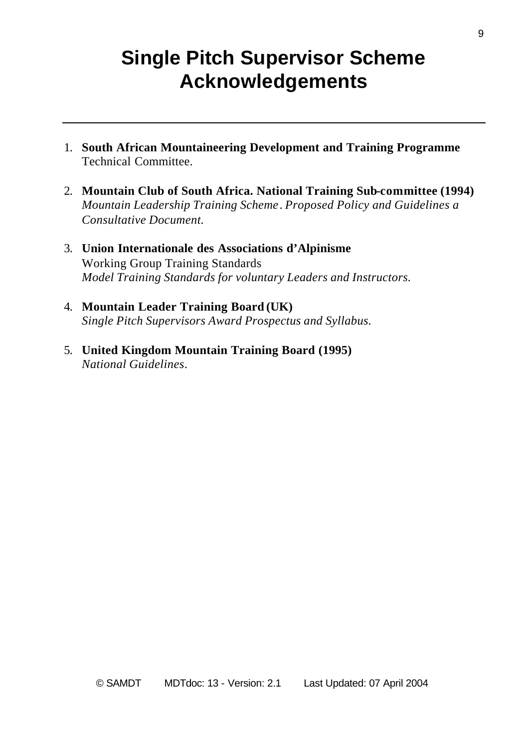# Single Pitch Supervisor Scheme Acknowledgements

---

1. **South African Mountaineering Development and Training Programme**
   Technical Committee.

2. **Mountain Club of South Africa. National Training Sub-committee (1994)**
   *Mountain Leadership Training Scheme. Proposed Policy and Guidelines a Consultative Document.*

3. **Union Internationale des Associations d'Alpinisme**
   Working Group Training Standards
   *Model Training Standards for voluntary Leaders and Instructors.*

4. **Mountain Leader Training Board (UK)**
   *Single Pitch Supervisors Award Prospectus and Syllabus.*

5. **United Kingdom Mountain Training Board (1995)**
   *National Guidelines.*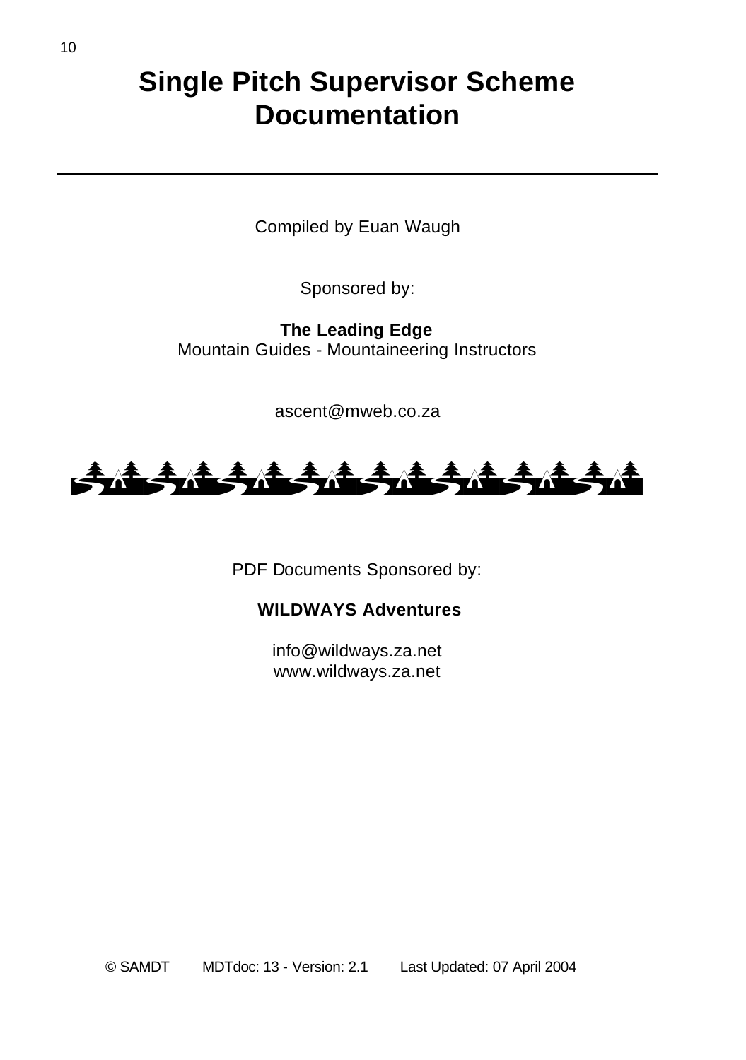# Single Pitch Supervisor Scheme Documentation

---

Compiled by Euan Waugh

Sponsored by:

**The Leading Edge**
Mountain Guides - Mountaineering Instructors

ascent@mweb.co.za

PDF Documents Sponsored by:

**WILDWAYS Adventures**

info@wildways.za.net
www.wildways.za.net

© SAMDT MDTdoc: 13 - Version: 2.1 Last Updated: 07 April 2004